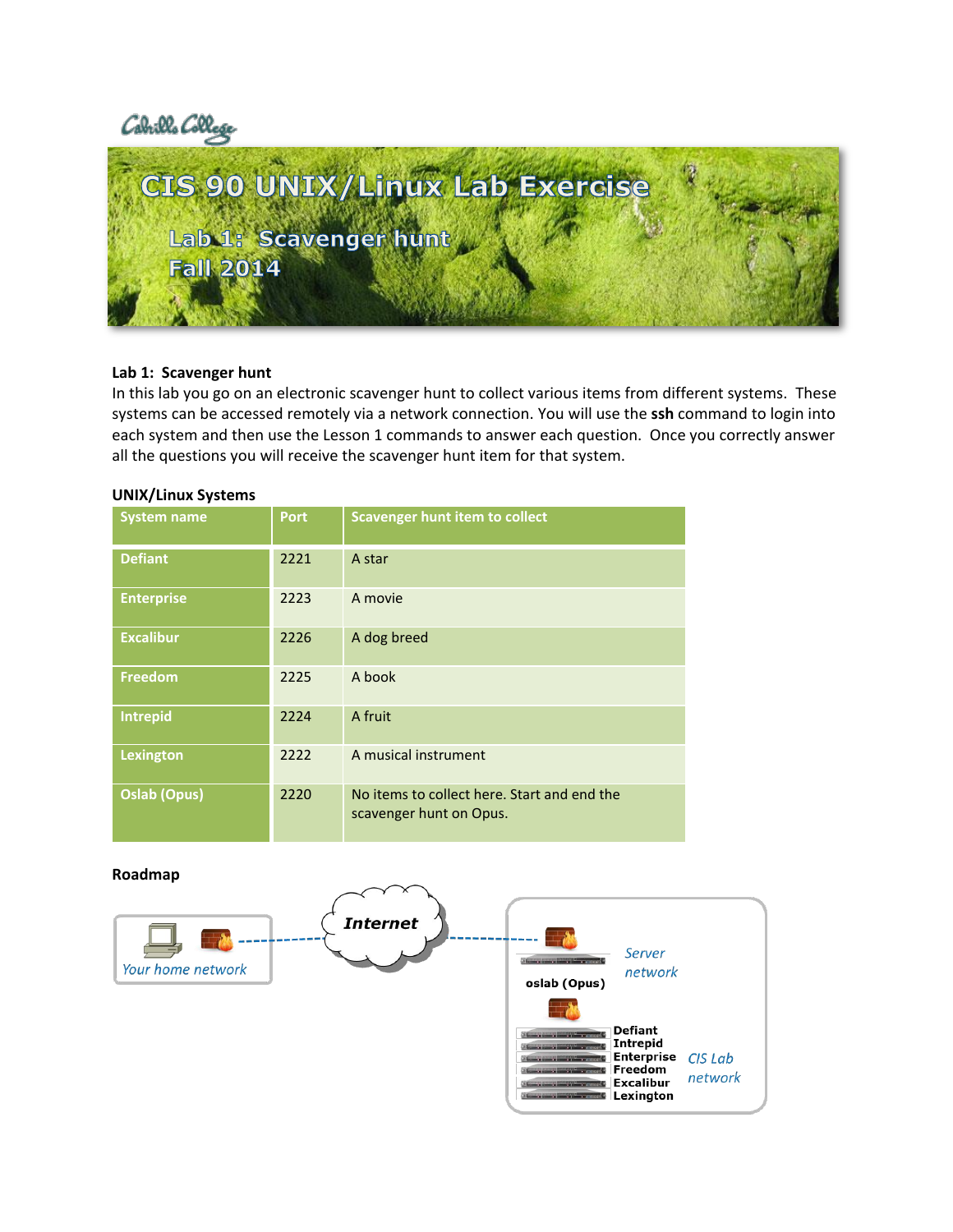Cabrillo College

# CIS 90 UNIX/Linux Lab Exercise

## Lab 1: Scavenger hunt
## Fall 2014

### Lab 1: Scavenger hunt

In this lab you go on an electronic scavenger hunt to collect various items from different systems. These systems can be accessed remotely via a network connection. You will use the **ssh** command to login into each system and then use the Lesson 1 commands to answer each question. Once you correctly answer all the questions you will receive the scavenger hunt item for that system.

### UNIX/Linux Systems

| System name | Port | Scavenger hunt item to collect |
|---|---|---|
| Defiant | 2221 | A star |
| Enterprise | 2223 | A movie |
| Excalibur | 2226 | A dog breed |
| Freedom | 2225 | A book |
| Intrepid | 2224 | A fruit |
| Lexington | 2222 | A musical instrument |
| Oslab (Opus) | 2220 | No items to collect here. Start and end the scavenger hunt on Opus. |

### Roadmap

Your home network — Internet — Server network: oslab (Opus)

CIS Lab network: Defiant, Intrepid, Enterprise, Freedom, Excalibur, Lexington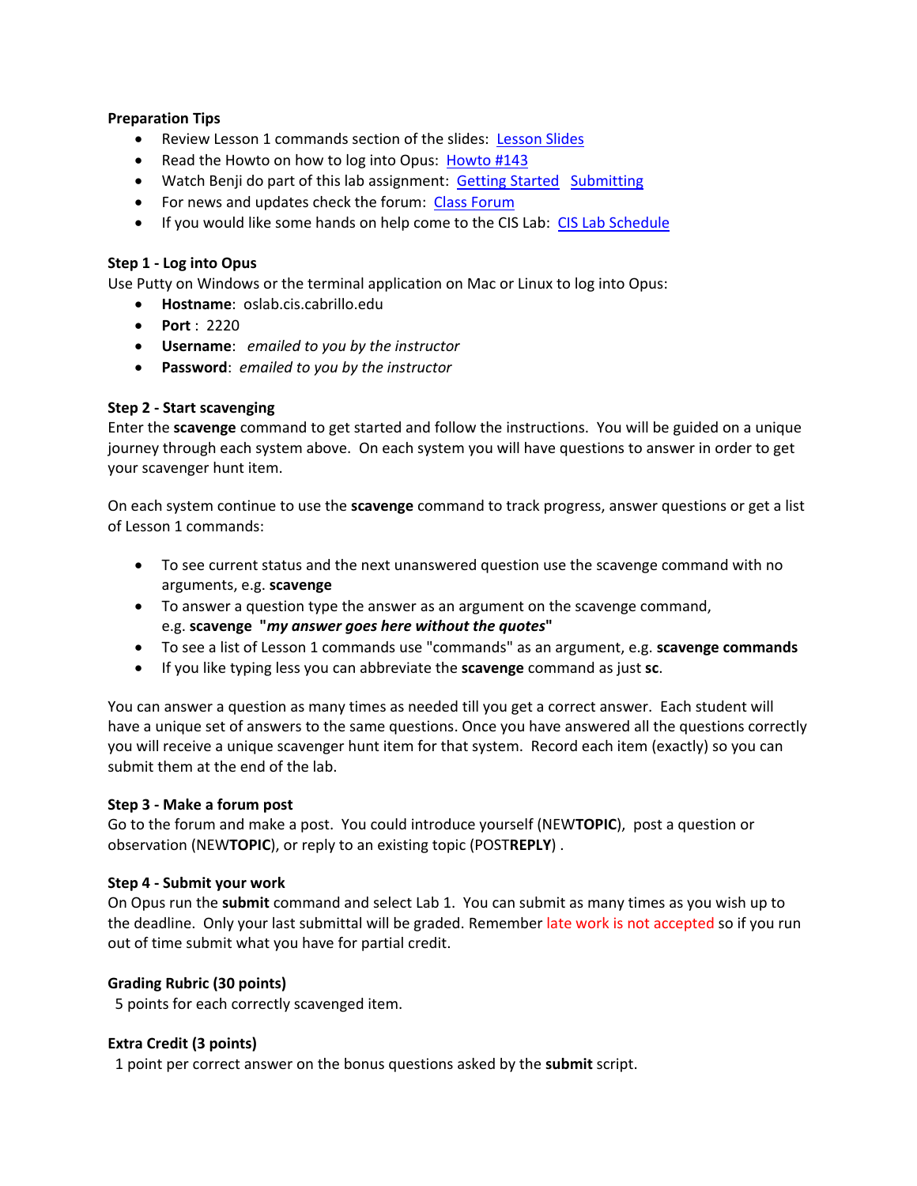**Preparation Tips**

- Review Lesson 1 commands section of the slides: Lesson Slides
- Read the Howto on how to log into Opus: Howto #143
- Watch Benji do part of this lab assignment: Getting Started Submitting
- For news and updates check the forum: Class Forum
- If you would like some hands on help come to the CIS Lab: CIS Lab Schedule

**Step 1 - Log into Opus**

Use Putty on Windows or the terminal application on Mac or Linux to log into Opus:

- **Hostname**: oslab.cis.cabrillo.edu
- **Port** : 2220
- **Username**: *emailed to you by the instructor*
- **Password**: *emailed to you by the instructor*

**Step 2 - Start scavenging**

Enter the **scavenge** command to get started and follow the instructions. You will be guided on a unique journey through each system above. On each system you will have questions to answer in order to get your scavenger hunt item.

On each system continue to use the **scavenge** command to track progress, answer questions or get a list of Lesson 1 commands:

- To see current status and the next unanswered question use the scavenge command with no arguments, e.g. **scavenge**
- To answer a question type the answer as an argument on the scavenge command, e.g. **scavenge "*my answer goes here without the quotes*"**
- To see a list of Lesson 1 commands use "commands" as an argument, e.g. **scavenge commands**
- If you like typing less you can abbreviate the **scavenge** command as just **sc**.

You can answer a question as many times as needed till you get a correct answer. Each student will have a unique set of answers to the same questions. Once you have answered all the questions correctly you will receive a unique scavenger hunt item for that system. Record each item (exactly) so you can submit them at the end of the lab.

**Step 3 - Make a forum post**

Go to the forum and make a post. You could introduce yourself (NEW**TOPIC**), post a question or observation (NEW**TOPIC**), or reply to an existing topic (POST**REPLY**) .

**Step 4 - Submit your work**

On Opus run the **submit** command and select Lab 1. You can submit as many times as you wish up to the deadline. Only your last submittal will be graded. Remember late work is not accepted so if you run out of time submit what you have for partial credit.

**Grading Rubric (30 points)**

5 points for each correctly scavenged item.

**Extra Credit (3 points)**

1 point per correct answer on the bonus questions asked by the **submit** script.